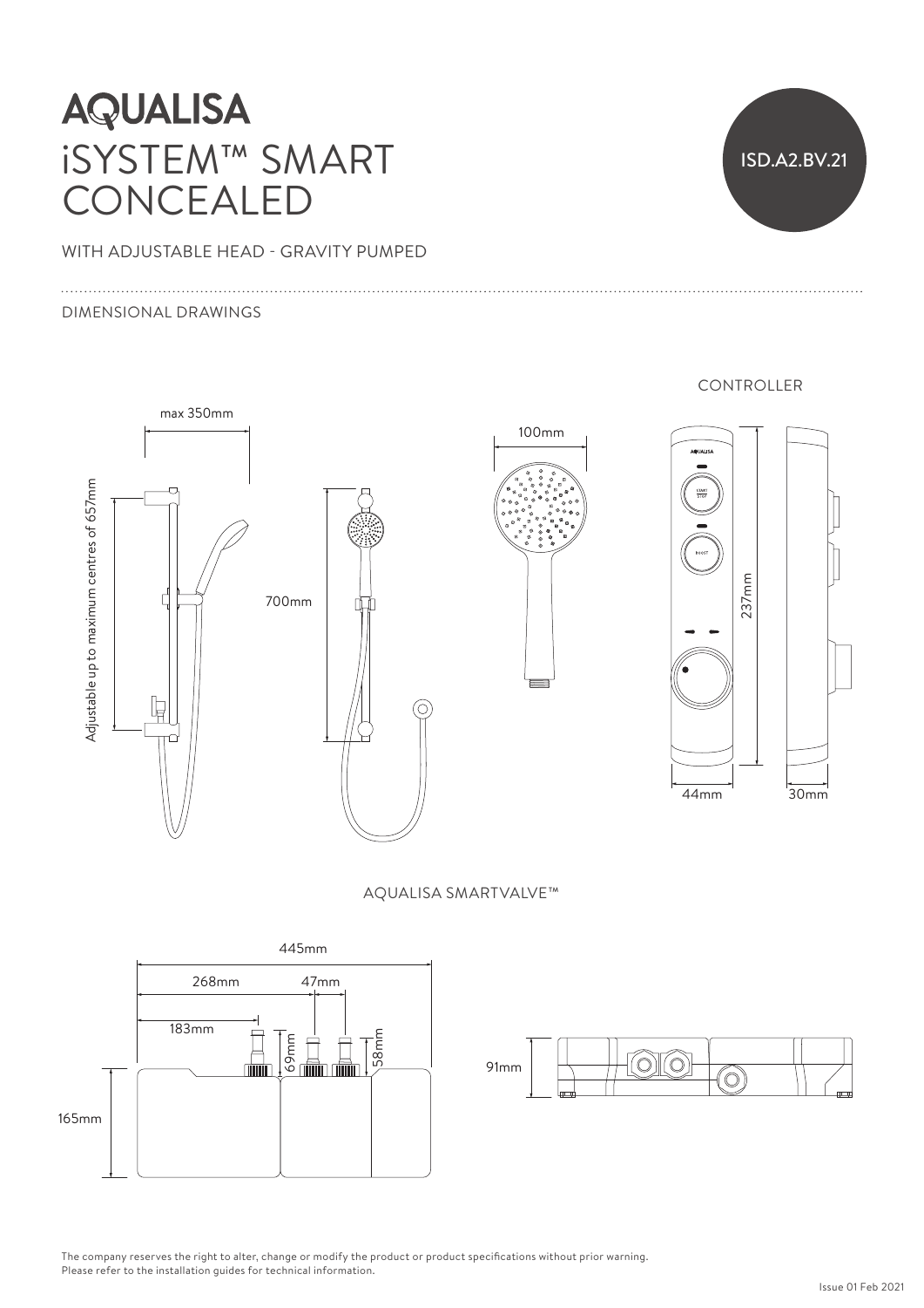# AQUALISA

# iSYSTEM™ SMART CONCEALED

ISD.A2.BV.21

WITH ADJUSTABLE HEAD - GRAVITY PUMPED

DIMENSIONAL DRAWINGS

max 350mm

Adjustable up to maximum centres of 657mm

700mm

100mm

CONTROLLER

START STOP

BOOST

237mm

44mm

30mm

AQUALISA SMARTVALVE™

445mm

268mm

47mm

183mm

69mm

58mm

165mm

91mm

The company reserves the right to alter, change or modify the product or product specifications without prior warning.
Please refer to the installation guides for technical information.

Issue 01 Feb 2021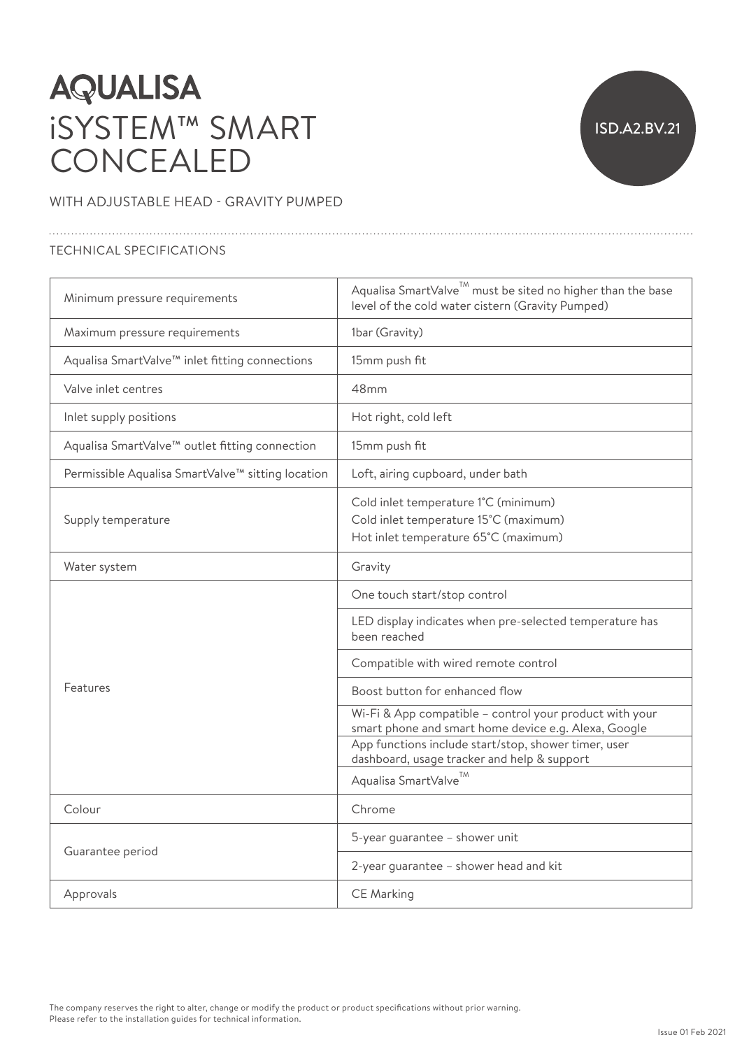# AQUALISA

# iSYSTEM™ SMART CONCEALED

ISD.A2.BV.21

WITH ADJUSTABLE HEAD - GRAVITY PUMPED

TECHNICAL SPECIFICATIONS

| | |
|---|---|
| Minimum pressure requirements | Aqualisa SmartValve™ must be sited no higher than the base level of the cold water cistern (Gravity Pumped) |
| Maximum pressure requirements | 1bar (Gravity) |
| Aqualisa SmartValve™ inlet fitting connections | 15mm push fit |
| Valve inlet centres | 48mm |
| Inlet supply positions | Hot right, cold left |
| Aqualisa SmartValve™ outlet fitting connection | 15mm push fit |
| Permissible Aqualisa SmartValve™ sitting location | Loft, airing cupboard, under bath |
| Supply temperature | Cold inlet temperature 1°C (minimum)<br>Cold inlet temperature 15°C (maximum)<br>Hot inlet temperature 65°C (maximum) |
| Water system | Gravity |
| Features | One touch start/stop control |
| | LED display indicates when pre-selected temperature has been reached |
| | Compatible with wired remote control |
| | Boost button for enhanced flow |
| | Wi-Fi & App compatible – control your product with your smart phone and smart home device e.g. Alexa, Google |
| | App functions include start/stop, shower timer, user dashboard, usage tracker and help & support |
| | Aqualisa SmartValve™ |
| Colour | Chrome |
| Guarantee period | 5-year guarantee – shower unit |
| | 2-year guarantee – shower head and kit |
| Approvals | CE Marking |

The company reserves the right to alter, change or modify the product or product specifications without prior warning.
Please refer to the installation guides for technical information.

Issue 01 Feb 2021